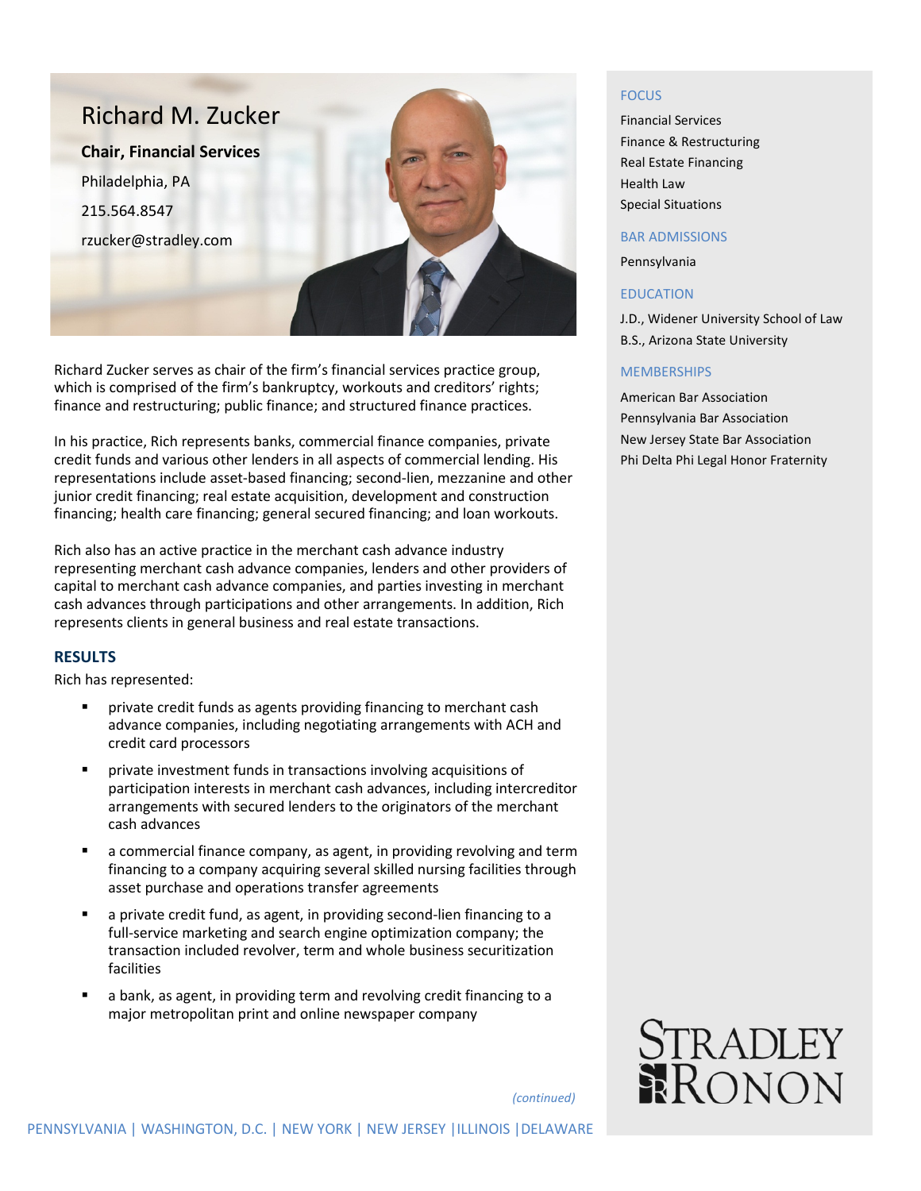# Richard M. Zucker

**Chair, Financial Services**

Philadelphia, PA

215.564.8547

rzucker@stradley.com

Richard Zucker serves as chair of the firm's financial services practice group, which is comprised of the firm's bankruptcy, workouts and creditors' rights; finance and restructuring; public finance; and structured finance practices.

In his practice, Rich represents banks, commercial finance companies, private credit funds and various other lenders in all aspects of commercial lending. His representations include asset-based financing; second-lien, mezzanine and other junior credit financing; real estate acquisition, development and construction financing; health care financing; general secured financing; and loan workouts.

Rich also has an active practice in the merchant cash advance industry representing merchant cash advance companies, lenders and other providers of capital to merchant cash advance companies, and parties investing in merchant cash advances through participations and other arrangements. In addition, Rich represents clients in general business and real estate transactions.

## RESULTS

Rich has represented:

- private credit funds as agents providing financing to merchant cash advance companies, including negotiating arrangements with ACH and credit card processors
- private investment funds in transactions involving acquisitions of participation interests in merchant cash advances, including intercreditor arrangements with secured lenders to the originators of the merchant cash advances
- a commercial finance company, as agent, in providing revolving and term financing to a company acquiring several skilled nursing facilities through asset purchase and operations transfer agreements
- a private credit fund, as agent, in providing second-lien financing to a full-service marketing and search engine optimization company; the transaction included revolver, term and whole business securitization facilities
- a bank, as agent, in providing term and revolving credit financing to a major metropolitan print and online newspaper company

*(continued)*

## FOCUS

Financial Services
Finance & Restructuring
Real Estate Financing
Health Law
Special Situations

## BAR ADMISSIONS

Pennsylvania

## EDUCATION

J.D., Widener University School of Law
B.S., Arizona State University

## MEMBERSHIPS

American Bar Association
Pennsylvania Bar Association
New Jersey State Bar Association
Phi Delta Phi Legal Honor Fraternity

STRADLEY RONON

PENNSYLVANIA | WASHINGTON, D.C. | NEW YORK | NEW JERSEY | ILLINOIS | DELAWARE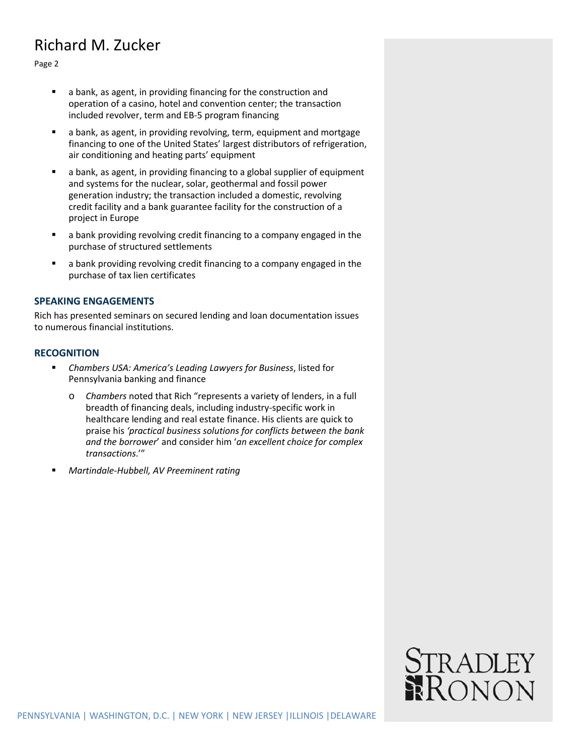- a bank, as agent, in providing financing for the construction and operation of a casino, hotel and convention center; the transaction included revolver, term and EB-5 program financing
- a bank, as agent, in providing revolving, term, equipment and mortgage financing to one of the United States' largest distributors of refrigeration, air conditioning and heating parts' equipment
- a bank, as agent, in providing financing to a global supplier of equipment and systems for the nuclear, solar, geothermal and fossil power generation industry; the transaction included a domestic, revolving credit facility and a bank guarantee facility for the construction of a project in Europe
- a bank providing revolving credit financing to a company engaged in the purchase of structured settlements
- a bank providing revolving credit financing to a company engaged in the purchase of tax lien certificates

## SPEAKING ENGAGEMENTS

Rich has presented seminars on secured lending and loan documentation issues to numerous financial institutions.

## RECOGNITION

- *Chambers USA: America's Leading Lawyers for Business*, listed for Pennsylvania banking and finance
  - *Chambers* noted that Rich "represents a variety of lenders, in a full breadth of financing deals, including industry-specific work in healthcare lending and real estate finance. His clients are quick to praise his *'practical business solutions for conflicts between the bank and the borrower*' and consider him '*an excellent choice for complex transactions*.'"
- *Martindale-Hubbell, AV Preeminent rating*

STRADLEY RONON

PENNSYLVANIA | WASHINGTON, D.C. | NEW YORK | NEW JERSEY | ILLINOIS | DELAWARE